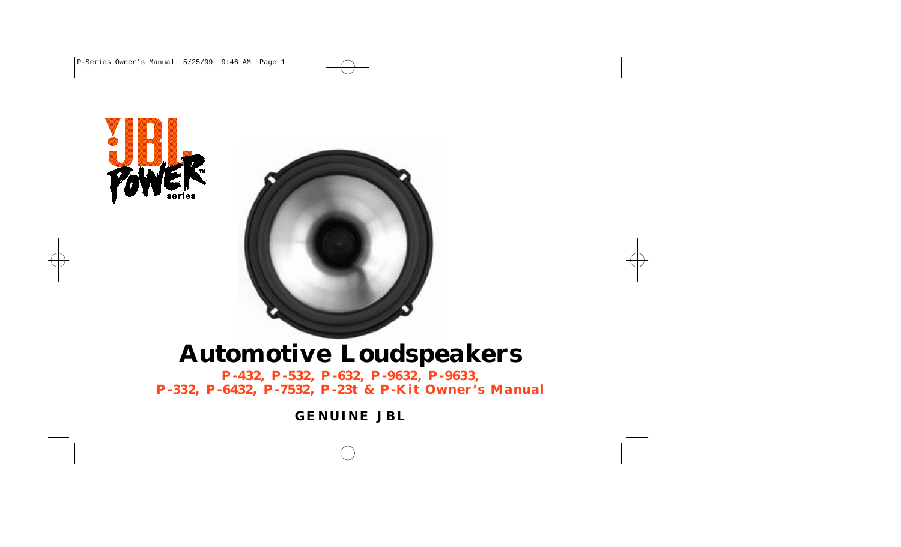# Automotive Loudspeakers

**P-432, P-532, P-632, P-9632, P-9633, P-332, P-6432, P-7532, P-23t & P-Kit Owner's Manual**

**GENUINE JBL**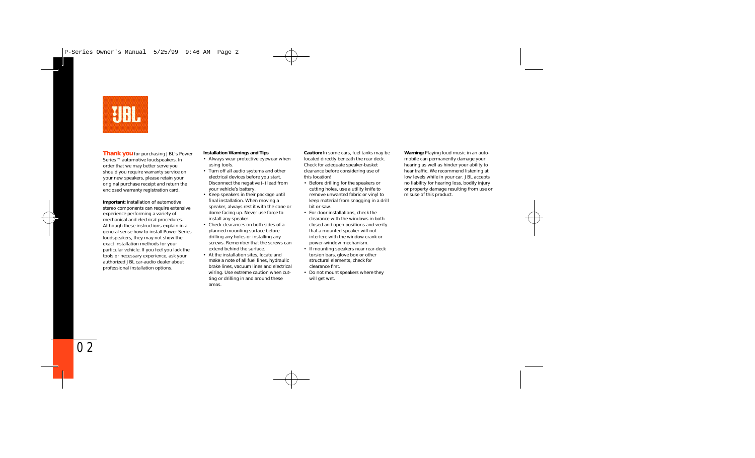**Thank you** for purchasing JBL's Power Series™ automotive loudspeakers. In order that we may better serve you should you require warranty service on your new speakers, please retain your original purchase receipt and return the enclosed warranty registration card.

**Important:** Installation of automotive stereo components can require extensive experience performing a variety of mechanical and electrical procedures. Although these instructions explain in a general sense how to install Power Series loudspeakers, they may not show the exact installation methods for your particular vehicle. If you feel you lack the tools or necessary experience, ask your authorized JBL car-audio dealer about professional installation options.

**Installation Warnings and Tips**

- Always wear protective eyewear when using tools.
- Turn off all audio systems and other electrical devices before you start. Disconnect the negative (–) lead from your vehicle's battery.
- Keep speakers in their package until final installation. When moving a speaker, always rest it with the cone or dome facing up. Never use force to install any speaker.
- Check clearances on both sides of a planned mounting surface before drilling any holes or installing any screws. Remember that the screws can extend behind the surface.
- At the installation sites, locate and make a note of all fuel lines, hydraulic brake lines, vacuum lines and electrical wiring. Use extreme caution when cutting or drilling in and around these areas.

**Caution:** In some cars, fuel tanks may be located directly beneath the rear deck. Check for adequate speaker-basket clearance before considering use of this location!

- Before drilling for the speakers or cutting holes, use a utility knife to remove unwanted fabric or vinyl to keep material from snagging in a drill bit or saw.
- For door installations, check the clearance with the windows in both closed and open positions and verify that a mounted speaker will not interfere with the window crank or power-window mechanism.
- If mounting speakers near rear-deck torsion bars, glove box or other structural elements, check for clearance first.
- Do not mount speakers where they will get wet.

**Warning:** Playing loud music in an automobile can permanently damage your hearing as well as hinder your ability to hear traffic. We recommend listening at low levels while in your car. JBL accepts no liability for hearing loss, bodily injury or property damage resulting from use or misuse of this product.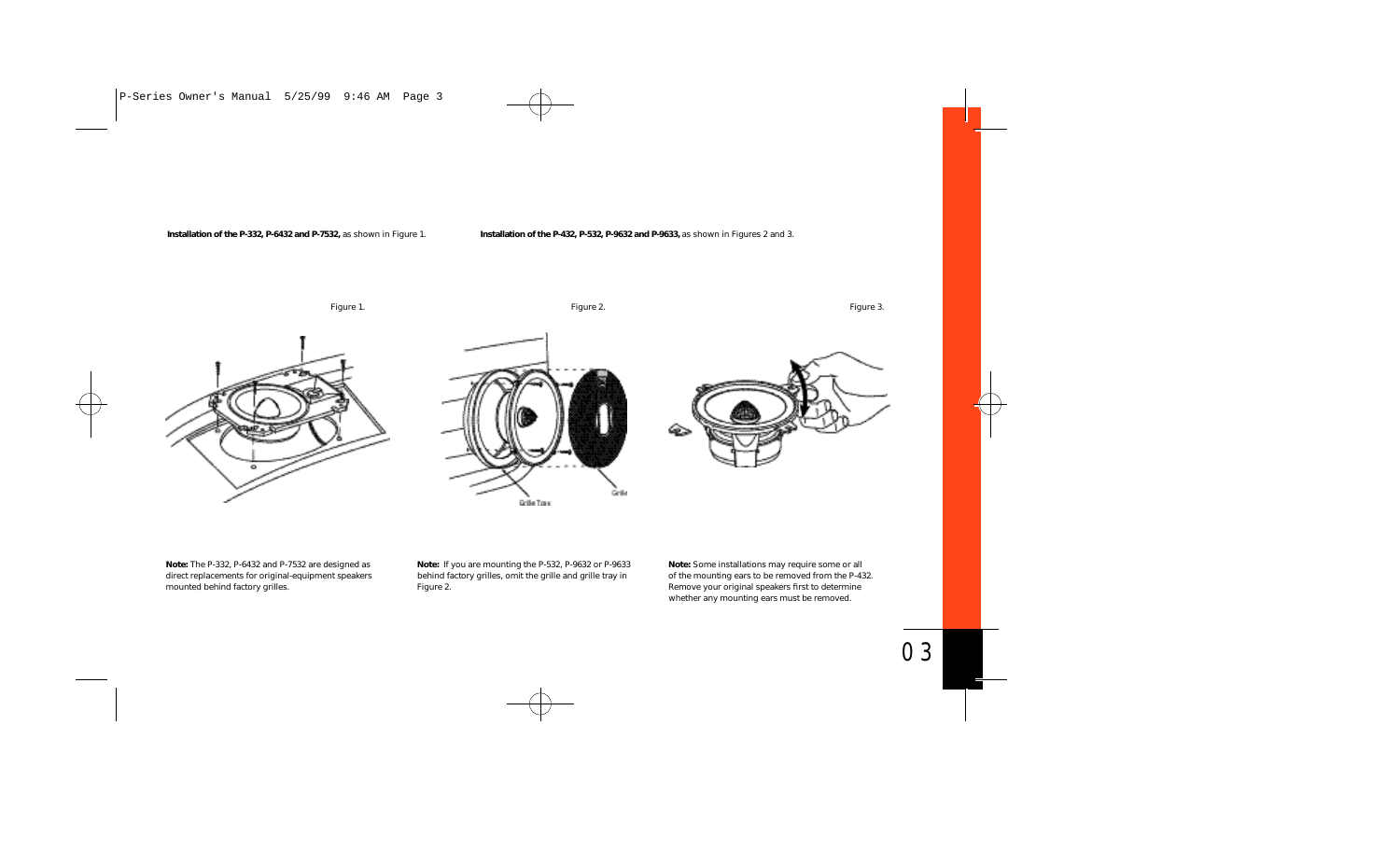**Installation of the P-332, P-6432 and P-7532,** as shown in Figure 1.

Figure 1.

**Note:** The P-332, P-6432 and P-7532 are designed as direct replacements for original-equipment speakers mounted behind factory grilles.

**Installation of the P-432, P-532, P-9632 and P-9633,** as shown in Figures 2 and 3.

Figure 2.

Grille Tray

Grille

**Note:** If you are mounting the P-532, P-9632 or P-9633 behind factory grilles, omit the grille and grille tray in Figure 2.

Figure 3.

**Note:** Some installations may require some or all of the mounting ears to be removed from the P-432. Remove your original speakers first to determine whether any mounting ears must be removed.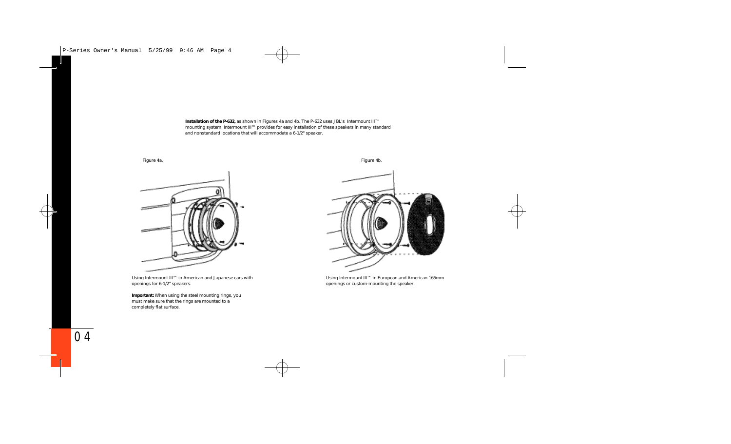**Installation of the P-632,** as shown in Figures 4a and 4b. The P-632 uses JBL's Intermount III™ mounting system. Intermount III™ provides for easy installation of these speakers in many standard and nonstandard locations that will accommodate a 6-1/2" speaker.

Figure 4a.

Using Intermount III™ in American and Japanese cars with openings for 6-1/2" speakers.

**Important:** When using the steel mounting rings, you must make sure that the rings are mounted to a completely flat surface.

Figure 4b.

Using Intermount III™ in European and American 165mm openings or custom-mounting the speaker.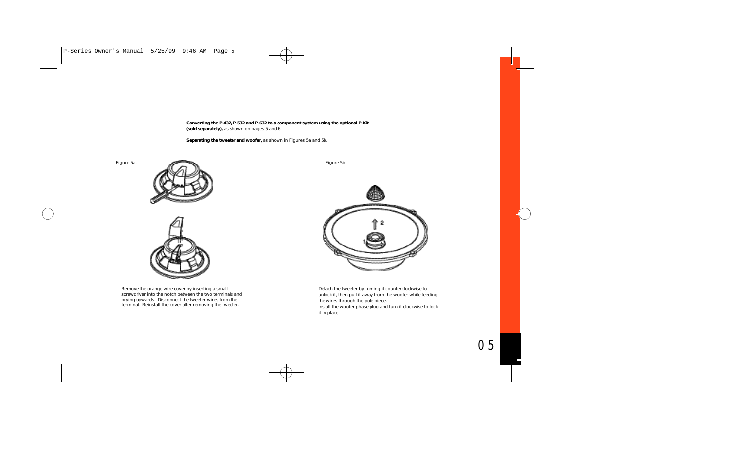**Converting the P-432, P-532 and P-632 to a component system using the optional P-Kit (sold separately),** as shown on pages 5 and 6.

**Separating the tweeter and woofer,** as shown in Figures 5a and 5b.

Figure 5a.

Remove the orange wire cover by inserting a small screwdriver into the notch between the two terminals and prying upwards. Disconnect the tweeter wires from the terminal. Reinstall the cover after removing the tweeter.

Figure 5b.

Detach the tweeter by turning it counterclockwise to unlock it, then pull it away from the woofer while feeding the wires through the pole piece.
Install the woofer phase plug and turn it clockwise to lock it in place.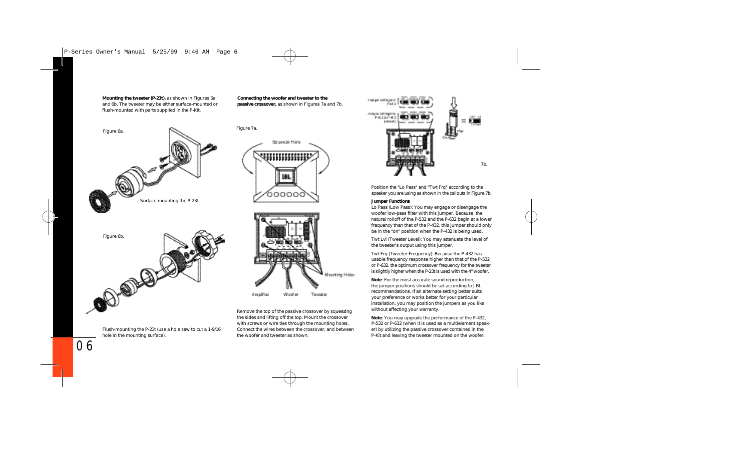**Mounting the tweeter (P-23t),** as shown in Figures 6a and 6b. The tweeter may be either surface-mounted or flush-mounted with parts supplied in the P-Kit.

Figure 6a.

Surface-mounting the P-23t.

Figure 6b.

Flush-mounting the P-23t (use a hole saw to cut a 1-9/16" hole in the mounting surface).

**Connecting the woofer and tweeter to the passive crossover,** as shown in Figures 7a and 7b.

Figure 7a.

Squeeze Here

Mounting Holes

Amplifier Woofer Tweeter

Remove the top of the passive crossover by squeezing the sides and lifting off the top. Mount the crossover with screws or wire ties through the mounting holes. Connect the wires between the crossover, and between the woofer and tweeter as shown.

7b.

Position the "Lo Pass" and "Twt Frq" according to the speaker you are using as shown in the callouts in Figure 7b.

**Jumper Functions**

Lo Pass (Low Pass): You may engage or disengage the woofer low-pass filter with this jumper. Because the natural rolloff of the P-532 and the P-632 begin at a lower frequency than that of the P-432, this jumper should only be in the "on" position when the P-432 is being used.

Twt Lvl (Tweeter Level): You may attenuate the level of the tweeter's output using this jumper.

Twt Frq (Tweeter Frequency): Because the P-432 has usable frequency response higher than that of the P-532 or P-632, the optimum crossover frequency for the tweeter is slightly higher when the P-23t is used with the 4" woofer.

**Note**: For the most accurate sound reproduction, the jumper positions should be set according to JBL recommendations. If an alternate setting better suits your preference or works better for your particular installation, you may position the jumpers as you like without affecting your warranty.

**Note**: You may upgrade the performance of the P-432, P-532 or P-632 (when it is used as a multielement speaker) by utilizing the passive crossover contained in the P-Kit and leaving the tweeter mounted on the woofer.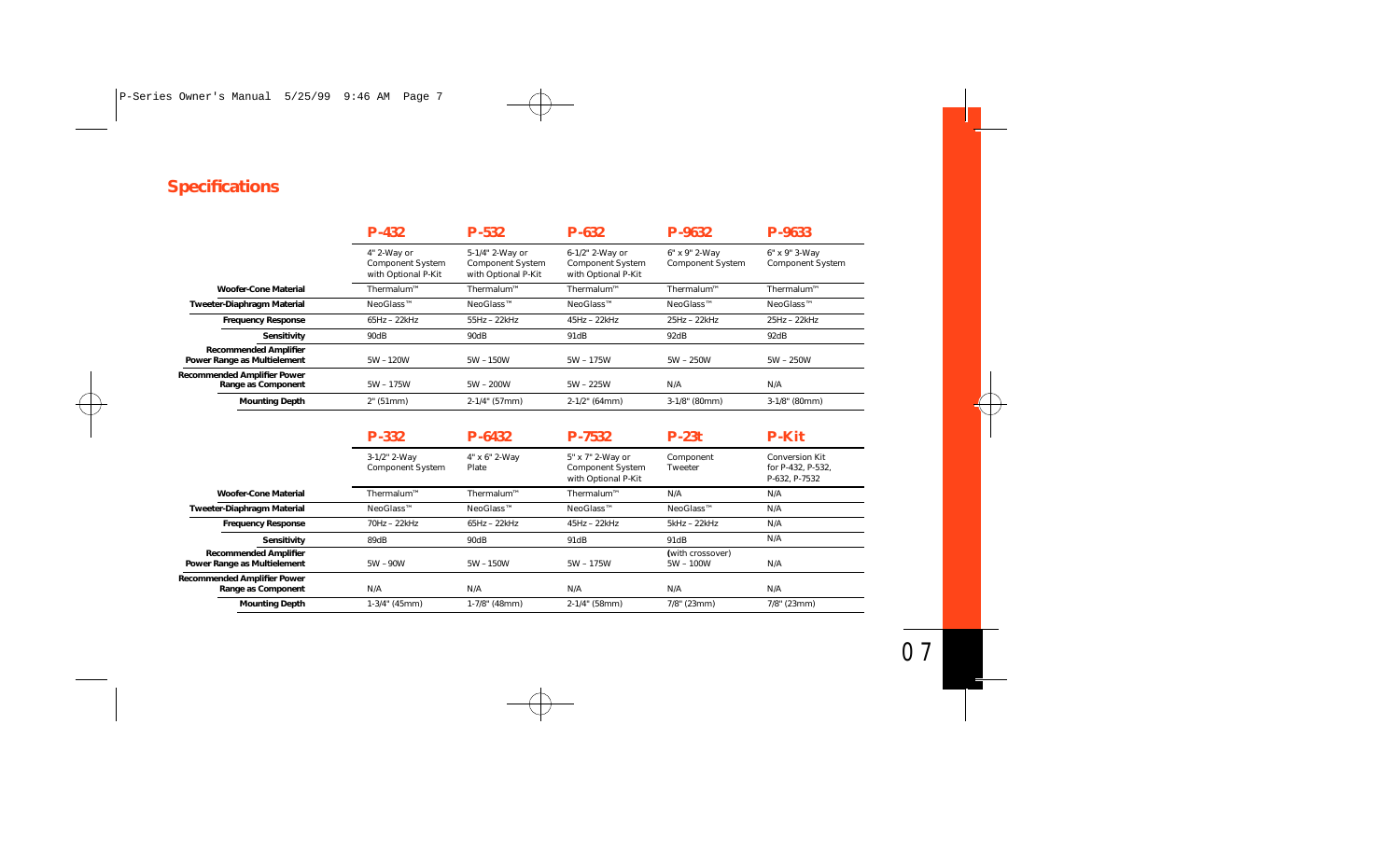## Specifications

| | P-432 | P-532 | P-632 | P-9632 | P-9633 |
|---|---|---|---|---|---|
| | 4" 2-Way or Component System with Optional P-Kit | 5-1/4" 2-Way or Component System with Optional P-Kit | 6-1/2" 2-Way or Component System with Optional P-Kit | 6" x 9" 2-Way Component System | 6" x 9" 3-Way Component System |
| **Woofer-Cone Material** | Thermalum™ | Thermalum™ | Thermalum™ | Thermalum™ | Thermalum™ |
| **Tweeter-Diaphragm Material** | NeoGlass™ | NeoGlass™ | NeoGlass™ | NeoGlass™ | NeoGlass™ |
| **Frequency Response** | 65Hz – 22kHz | 55Hz – 22kHz | 45Hz – 22kHz | 25Hz – 22kHz | 25Hz – 22kHz |
| **Sensitivity** | 90dB | 90dB | 91dB | 92dB | 92dB |
| **Recommended Amplifier Power Range as Multielement** | 5W – 120W | 5W – 150W | 5W – 175W | 5W – 250W | 5W – 250W |
| **Recommended Amplifier Power Range as Component** | 5W – 175W | 5W – 200W | 5W – 225W | N/A | N/A |
| **Mounting Depth** | 2" (51mm) | 2-1/4" (57mm) | 2-1/2" (64mm) | 3-1/8" (80mm) | 3-1/8" (80mm) |

| | P-332 | P-6432 | P-7532 | P-23t | P-Kit |
|---|---|---|---|---|---|
| | 3-1/2" 2-Way Component System | 4" x 6" 2-Way Plate | 5" x 7" 2-Way or Component System with Optional P-Kit | Component Tweeter | Conversion Kit for P-432, P-532, P-632, P-7532 |
| **Woofer-Cone Material** | Thermalum™ | Thermalum™ | Thermalum™ | N/A | N/A |
| **Tweeter-Diaphragm Material** | NeoGlass™ | NeoGlass™ | NeoGlass™ | NeoGlass™ | N/A |
| **Frequency Response** | 70Hz – 22kHz | 65Hz – 22kHz | 45Hz – 22kHz | 5kHz – 22kHz | N/A |
| **Sensitivity** | 89dB | 90dB | 91dB | 91dB | N/A |
| **Recommended Amplifier Power Range as Multielement** | 5W – 90W | 5W – 150W | 5W – 175W | (with crossover) 5W – 100W | N/A |
| **Recommended Amplifier Power Range as Component** | N/A | N/A | N/A | N/A | N/A |
| **Mounting Depth** | 1-3/4" (45mm) | 1-7/8" (48mm) | 2-1/4" (58mm) | 7/8" (23mm) | 7/8" (23mm) |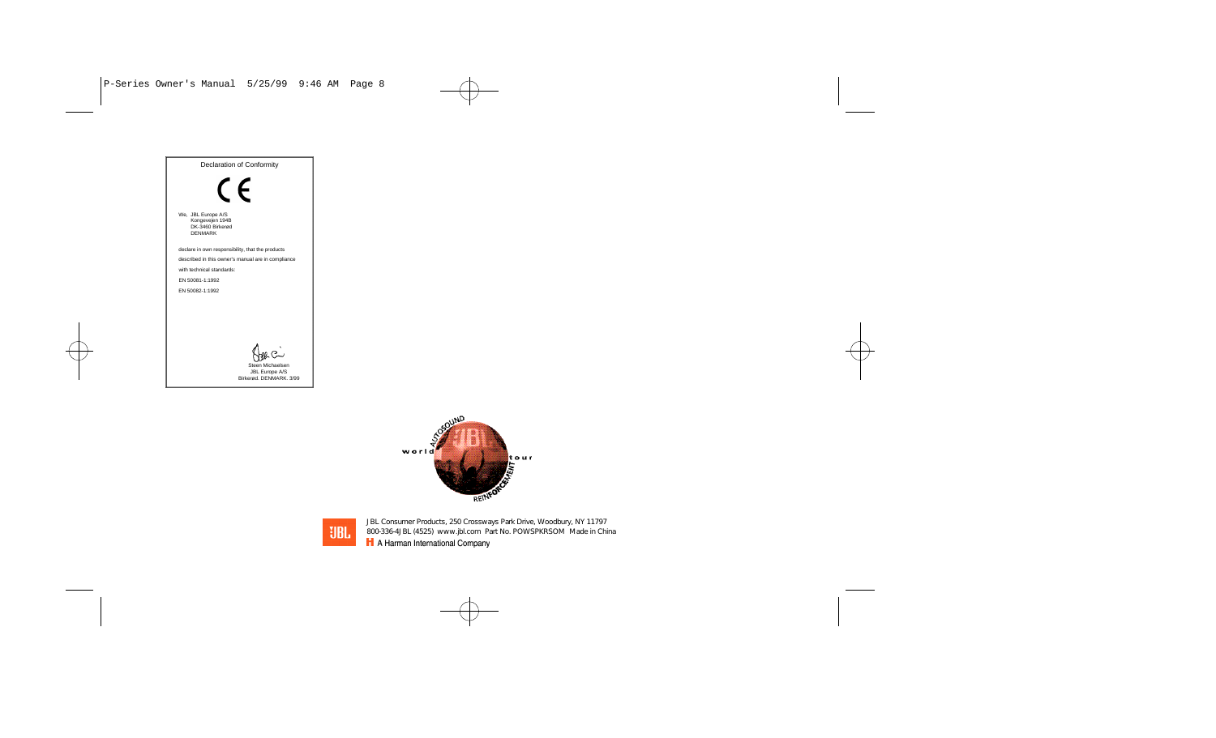## Declaration of Conformity

CE

We, JBL Europe A/S
Kongevejen 194B
DK-3460 Birkerød
DENMARK

declare in own responsibility, that the products described in this owner's manual are in compliance with technical standards:

EN 50081-1:1992

EN 50082-1:1992

Steen Michaelsen
JBL Europe A/S
Birkerød. DENMARK. 3/99

world AUTOSOUND tour REINFORCEMENT

JBL Consumer Products, 250 Crossways Park Drive, Woodbury, NY 11797
800-336-4JBL (4525) www.jbl.com Part No. POWSPKRSOM Made in China
A Harman International Company